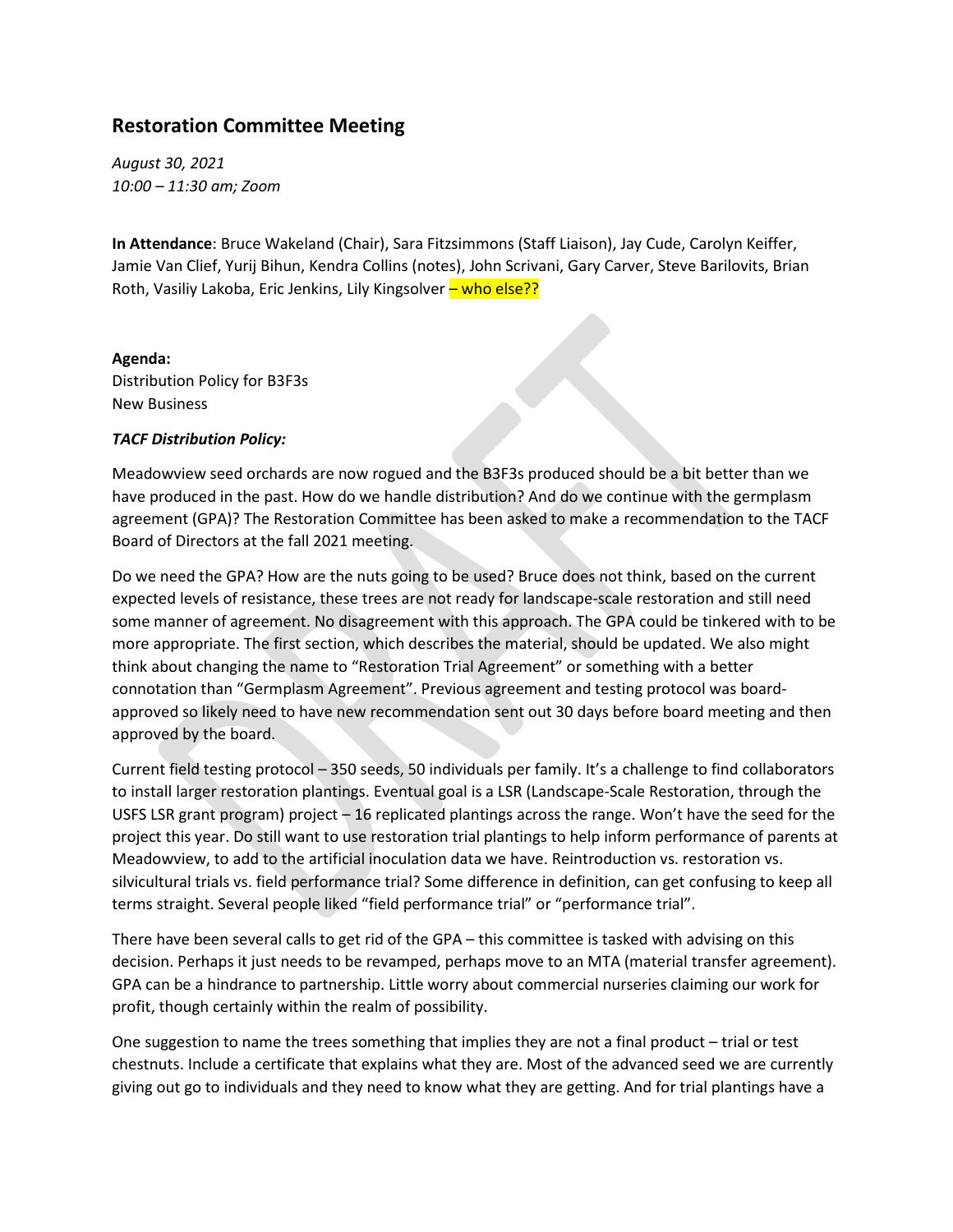## Restoration Committee Meeting

*August 30, 2021*
*10:00 – 11:30 am; Zoom*

**In Attendance**: Bruce Wakeland (Chair), Sara Fitzsimmons (Staff Liaison), Jay Cude, Carolyn Keiffer, Jamie Van Clief, Yurij Bihun, Kendra Collins (notes), John Scrivani, Gary Carver, Steve Barilovits, Brian Roth, Vasiliy Lakoba, Eric Jenkins, Lily Kingsolver – who else??

**Agenda:**
Distribution Policy for B3F3s
New Business

***TACF Distribution Policy:***

Meadowview seed orchards are now rogued and the B3F3s produced should be a bit better than we have produced in the past. How do we handle distribution? And do we continue with the germplasm agreement (GPA)? The Restoration Committee has been asked to make a recommendation to the TACF Board of Directors at the fall 2021 meeting.

Do we need the GPA? How are the nuts going to be used? Bruce does not think, based on the current expected levels of resistance, these trees are not ready for landscape-scale restoration and still need some manner of agreement. No disagreement with this approach. The GPA could be tinkered with to be more appropriate. The first section, which describes the material, should be updated. We also might think about changing the name to "Restoration Trial Agreement" or something with a better connotation than "Germplasm Agreement". Previous agreement and testing protocol was board-approved so likely need to have new recommendation sent out 30 days before board meeting and then approved by the board.

Current field testing protocol – 350 seeds, 50 individuals per family. It's a challenge to find collaborators to install larger restoration plantings. Eventual goal is a LSR (Landscape-Scale Restoration, through the USFS LSR grant program) project – 16 replicated plantings across the range. Won't have the seed for the project this year. Do still want to use restoration trial plantings to help inform performance of parents at Meadowview, to add to the artificial inoculation data we have. Reintroduction vs. restoration vs. silvicultural trials vs. field performance trial? Some difference in definition, can get confusing to keep all terms straight. Several people liked "field performance trial" or "performance trial".

There have been several calls to get rid of the GPA – this committee is tasked with advising on this decision. Perhaps it just needs to be revamped, perhaps move to an MTA (material transfer agreement). GPA can be a hindrance to partnership. Little worry about commercial nurseries claiming our work for profit, though certainly within the realm of possibility.

One suggestion to name the trees something that implies they are not a final product – trial or test chestnuts. Include a certificate that explains what they are. Most of the advanced seed we are currently giving out go to individuals and they need to know what they are getting. And for trial plantings have a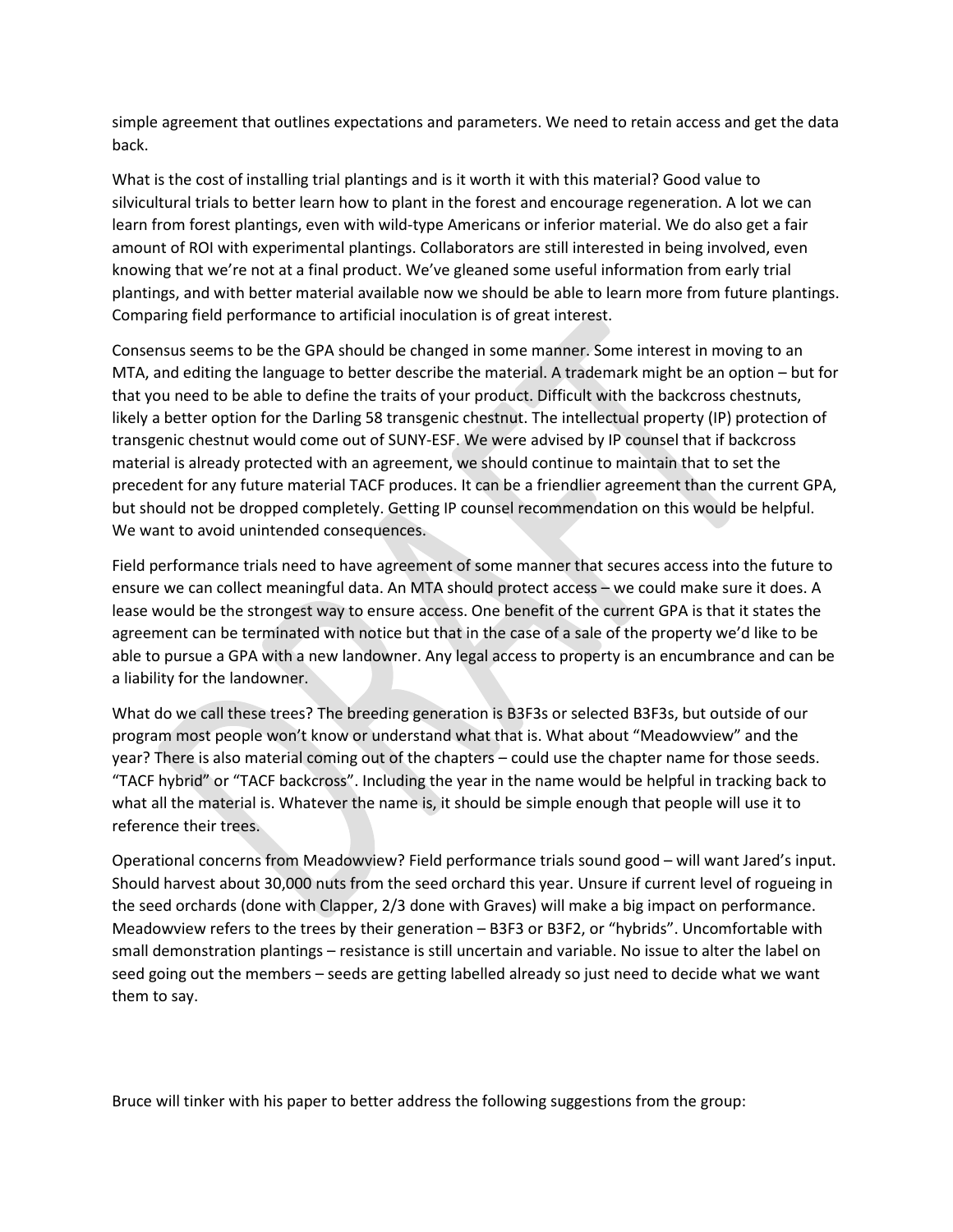simple agreement that outlines expectations and parameters. We need to retain access and get the data back.

What is the cost of installing trial plantings and is it worth it with this material? Good value to silvicultural trials to better learn how to plant in the forest and encourage regeneration. A lot we can learn from forest plantings, even with wild-type Americans or inferior material. We do also get a fair amount of ROI with experimental plantings. Collaborators are still interested in being involved, even knowing that we're not at a final product. We've gleaned some useful information from early trial plantings, and with better material available now we should be able to learn more from future plantings. Comparing field performance to artificial inoculation is of great interest.

Consensus seems to be the GPA should be changed in some manner. Some interest in moving to an MTA, and editing the language to better describe the material. A trademark might be an option – but for that you need to be able to define the traits of your product. Difficult with the backcross chestnuts, likely a better option for the Darling 58 transgenic chestnut. The intellectual property (IP) protection of transgenic chestnut would come out of SUNY-ESF. We were advised by IP counsel that if backcross material is already protected with an agreement, we should continue to maintain that to set the precedent for any future material TACF produces. It can be a friendlier agreement than the current GPA, but should not be dropped completely. Getting IP counsel recommendation on this would be helpful. We want to avoid unintended consequences.

Field performance trials need to have agreement of some manner that secures access into the future to ensure we can collect meaningful data. An MTA should protect access – we could make sure it does. A lease would be the strongest way to ensure access. One benefit of the current GPA is that it states the agreement can be terminated with notice but that in the case of a sale of the property we'd like to be able to pursue a GPA with a new landowner. Any legal access to property is an encumbrance and can be a liability for the landowner.

What do we call these trees? The breeding generation is B3F3s or selected B3F3s, but outside of our program most people won't know or understand what that is. What about "Meadowview" and the year? There is also material coming out of the chapters – could use the chapter name for those seeds. "TACF hybrid" or "TACF backcross". Including the year in the name would be helpful in tracking back to what all the material is. Whatever the name is, it should be simple enough that people will use it to reference their trees.

Operational concerns from Meadowview? Field performance trials sound good – will want Jared's input. Should harvest about 30,000 nuts from the seed orchard this year. Unsure if current level of rogueing in the seed orchards (done with Clapper, 2/3 done with Graves) will make a big impact on performance. Meadowview refers to the trees by their generation – B3F3 or B3F2, or "hybrids". Uncomfortable with small demonstration plantings – resistance is still uncertain and variable. No issue to alter the label on seed going out the members – seeds are getting labelled already so just need to decide what we want them to say.

Bruce will tinker with his paper to better address the following suggestions from the group: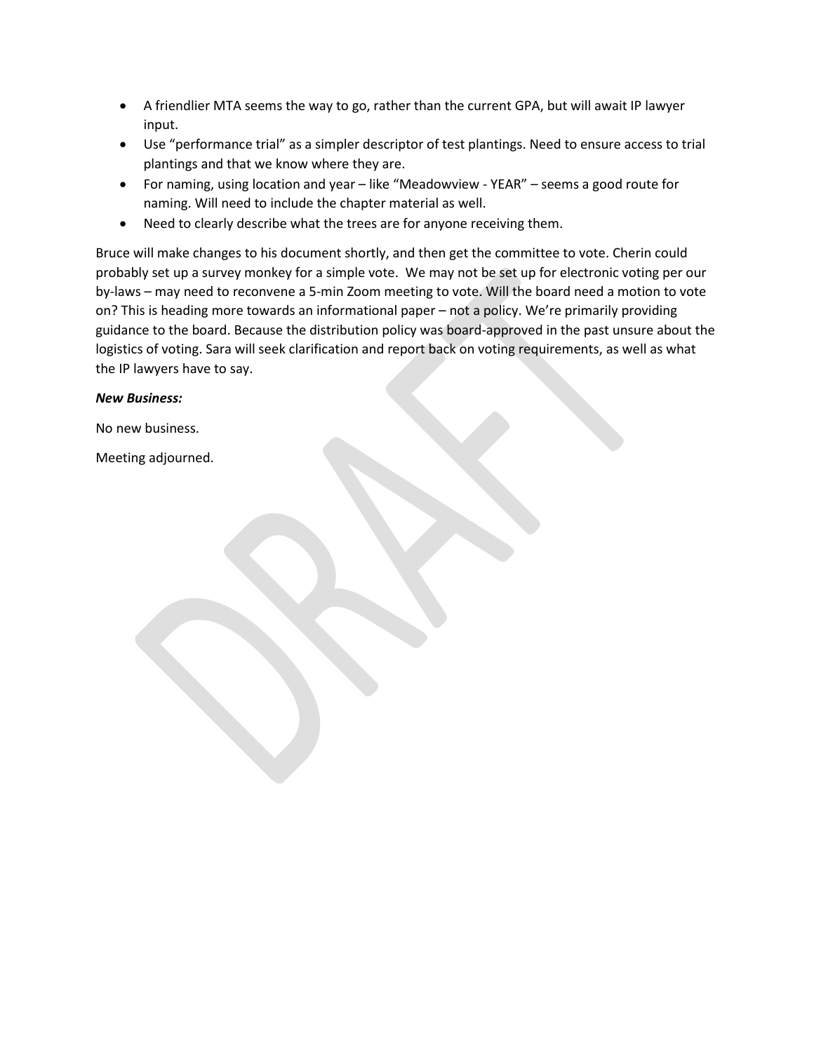- A friendlier MTA seems the way to go, rather than the current GPA, but will await IP lawyer input.
- Use "performance trial" as a simpler descriptor of test plantings. Need to ensure access to trial plantings and that we know where they are.
- For naming, using location and year – like "Meadowview - YEAR" – seems a good route for naming. Will need to include the chapter material as well.
- Need to clearly describe what the trees are for anyone receiving them.

Bruce will make changes to his document shortly, and then get the committee to vote. Cherin could probably set up a survey monkey for a simple vote. We may not be set up for electronic voting per our by-laws – may need to reconvene a 5-min Zoom meeting to vote. Will the board need a motion to vote on? This is heading more towards an informational paper – not a policy. We're primarily providing guidance to the board. Because the distribution policy was board-approved in the past unsure about the logistics of voting. Sara will seek clarification and report back on voting requirements, as well as what the IP lawyers have to say.

***New Business:***

No new business.

Meeting adjourned.